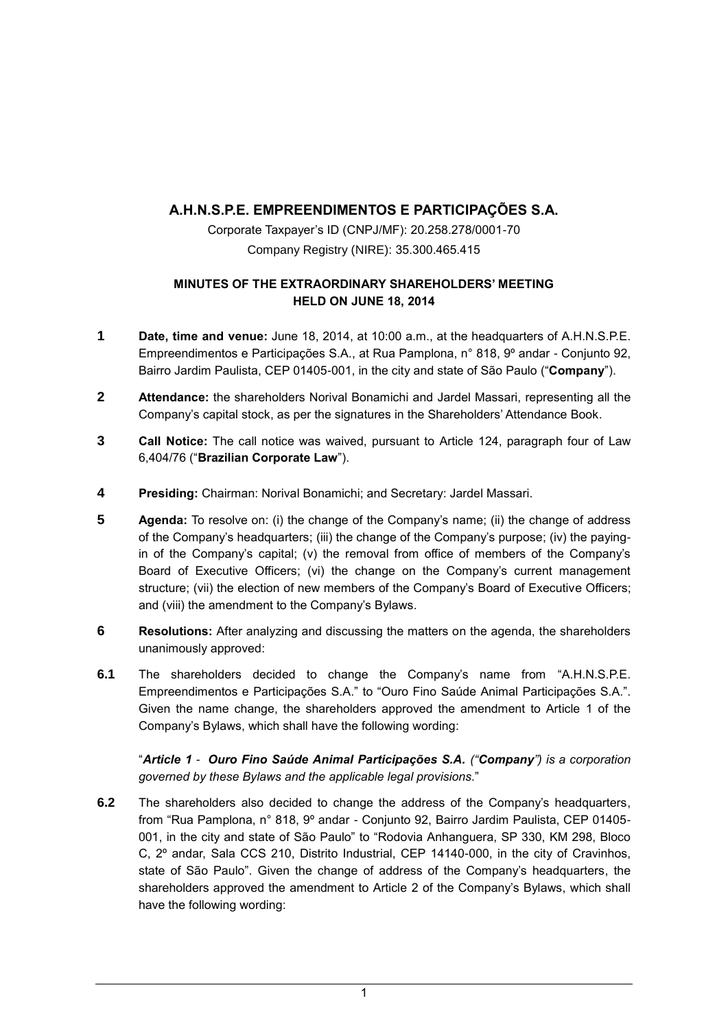# A.H.N.S.P.E. EMPREENDIMENTOS E PARTICIPAÇÕES S.A.

Corporate Taxpayer's ID (CNPJ/MF): 20.258.278/0001-70

Company Registry (NIRE): 35.300.465.415

## MINUTES OF THE EXTRAORDINARY SHAREHOLDERS' MEETING HELD ON JUNE 18, 2014

**1** **Date, time and venue:** June 18, 2014, at 10:00 a.m., at the headquarters of A.H.N.S.P.E. Empreendimentos e Participações S.A., at Rua Pamplona, n° 818, 9º andar - Conjunto 92, Bairro Jardim Paulista, CEP 01405-001, in the city and state of São Paulo ("**Company**").

**2** **Attendance:** the shareholders Norival Bonamichi and Jardel Massari, representing all the Company's capital stock, as per the signatures in the Shareholders' Attendance Book.

**3** **Call Notice:** The call notice was waived, pursuant to Article 124, paragraph four of Law 6,404/76 ("**Brazilian Corporate Law**").

**4** **Presiding:** Chairman: Norival Bonamichi; and Secretary: Jardel Massari.

**5** **Agenda:** To resolve on: (i) the change of the Company's name; (ii) the change of address of the Company's headquarters; (iii) the change of the Company's purpose; (iv) the paying-in of the Company's capital; (v) the removal from office of members of the Company's Board of Executive Officers; (vi) the change on the Company's current management structure; (vii) the election of new members of the Company's Board of Executive Officers; and (viii) the amendment to the Company's Bylaws.

**6** **Resolutions:** After analyzing and discussing the matters on the agenda, the shareholders unanimously approved:

**6.1** The shareholders decided to change the Company's name from "A.H.N.S.P.E. Empreendimentos e Participações S.A." to "Ouro Fino Saúde Animal Participações S.A.". Given the name change, the shareholders approved the amendment to Article 1 of the Company's Bylaws, which shall have the following wording:

"***Article 1** - **Ouro Fino Saúde Animal Participações S.A.** ("**Company**") is a corporation governed by these Bylaws and the applicable legal provisions.*"

**6.2** The shareholders also decided to change the address of the Company's headquarters, from "Rua Pamplona, n° 818, 9º andar - Conjunto 92, Bairro Jardim Paulista, CEP 01405-001, in the city and state of São Paulo" to "Rodovia Anhanguera, SP 330, KM 298, Bloco C, 2º andar, Sala CCS 210, Distrito Industrial, CEP 14140-000, in the city of Cravinhos, state of São Paulo". Given the change of address of the Company's headquarters, the shareholders approved the amendment to Article 2 of the Company's Bylaws, which shall have the following wording: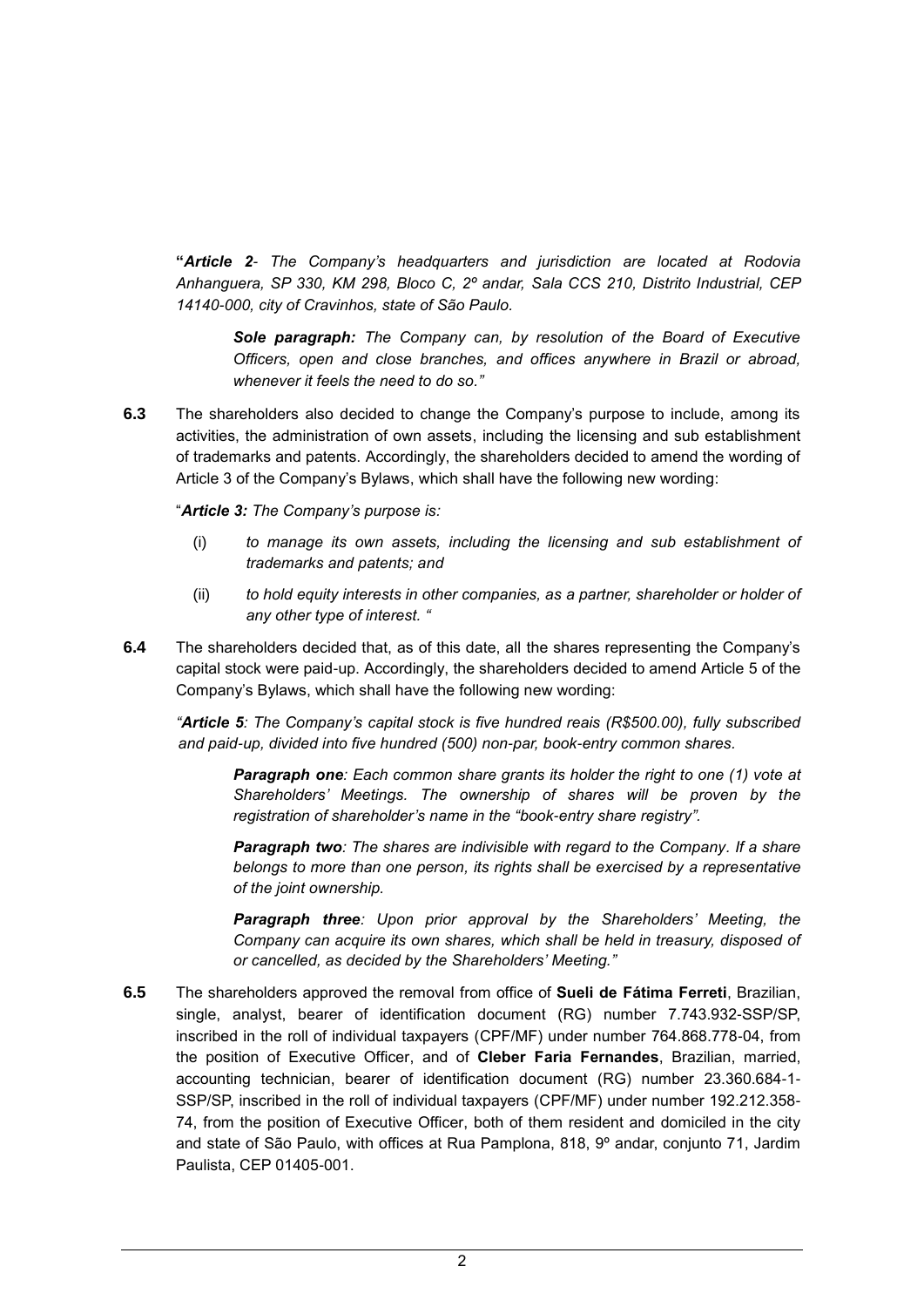"***Article 2**- The Company's headquarters and jurisdiction are located at Rodovia Anhanguera, SP 330, KM 298, Bloco C, 2º andar, Sala CCS 210, Distrito Industrial, CEP 14140-000, city of Cravinhos, state of São Paulo.*

> ***Sole paragraph:** The Company can, by resolution of the Board of Executive Officers, open and close branches, and offices anywhere in Brazil or abroad, whenever it feels the need to do so."*

**6.3** The shareholders also decided to change the Company's purpose to include, among its activities, the administration of own assets, including the licensing and sub establishment of trademarks and patents. Accordingly, the shareholders decided to amend the wording of Article 3 of the Company's Bylaws, which shall have the following new wording:

"***Article 3:** The Company's purpose is:*

(i) *to manage its own assets, including the licensing and sub establishment of trademarks and patents; and*

(ii) *to hold equity interests in other companies, as a partner, shareholder or holder of any other type of interest. "*

**6.4** The shareholders decided that, as of this date, all the shares representing the Company's capital stock were paid-up. Accordingly, the shareholders decided to amend Article 5 of the Company's Bylaws, which shall have the following new wording:

*"**Article 5**: The Company's capital stock is five hundred reais (R$500.00), fully subscribed and paid-up, divided into five hundred (500) non-par, book-entry common shares.*

> ***Paragraph one**: Each common share grants its holder the right to one (1) vote at Shareholders' Meetings. The ownership of shares will be proven by the registration of shareholder's name in the "book-entry share registry".*
>
> ***Paragraph two**: The shares are indivisible with regard to the Company. If a share belongs to more than one person, its rights shall be exercised by a representative of the joint ownership.*
>
> ***Paragraph three**: Upon prior approval by the Shareholders' Meeting, the Company can acquire its own shares, which shall be held in treasury, disposed of or cancelled, as decided by the Shareholders' Meeting."*

**6.5** The shareholders approved the removal from office of **Sueli de Fátima Ferreti**, Brazilian, single, analyst, bearer of identification document (RG) number 7.743.932-SSP/SP, inscribed in the roll of individual taxpayers (CPF/MF) under number 764.868.778-04, from the position of Executive Officer, and of **Cleber Faria Fernandes**, Brazilian, married, accounting technician, bearer of identification document (RG) number 23.360.684-1-SSP/SP, inscribed in the roll of individual taxpayers (CPF/MF) under number 192.212.358-74, from the position of Executive Officer, both of them resident and domiciled in the city and state of São Paulo, with offices at Rua Pamplona, 818, 9º andar, conjunto 71, Jardim Paulista, CEP 01405-001.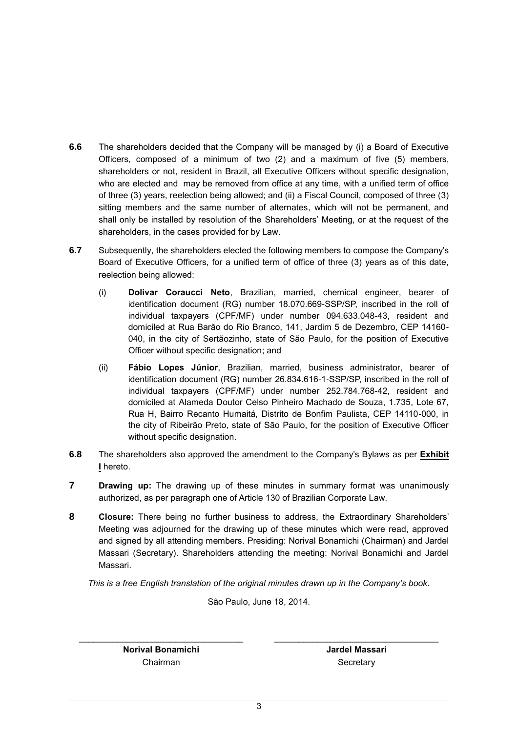**6.6** The shareholders decided that the Company will be managed by (i) a Board of Executive Officers, composed of a minimum of two (2) and a maximum of five (5) members, shareholders or not, resident in Brazil, all Executive Officers without specific designation, who are elected and may be removed from office at any time, with a unified term of office of three (3) years, reelection being allowed; and (ii) a Fiscal Council, composed of three (3) sitting members and the same number of alternates, which will not be permanent, and shall only be installed by resolution of the Shareholders' Meeting, or at the request of the shareholders, in the cases provided for by Law.

**6.7** Subsequently, the shareholders elected the following members to compose the Company's Board of Executive Officers, for a unified term of office of three (3) years as of this date, reelection being allowed:

(i) **Dolivar Coraucci Neto**, Brazilian, married, chemical engineer, bearer of identification document (RG) number 18.070.669-SSP/SP, inscribed in the roll of individual taxpayers (CPF/MF) under number 094.633.048-43, resident and domiciled at Rua Barão do Rio Branco, 141, Jardim 5 de Dezembro, CEP 14160-040, in the city of Sertãozinho, state of São Paulo, for the position of Executive Officer without specific designation; and

(ii) **Fábio Lopes Júnior**, Brazilian, married, business administrator, bearer of identification document (RG) number 26.834.616-1-SSP/SP, inscribed in the roll of individual taxpayers (CPF/MF) under number 252.784.768-42, resident and domiciled at Alameda Doutor Celso Pinheiro Machado de Souza, 1.735, Lote 67, Rua H, Bairro Recanto Humaitá, Distrito de Bonfim Paulista, CEP 14110-000, in the city of Ribeirão Preto, state of São Paulo, for the position of Executive Officer without specific designation.

**6.8** The shareholders also approved the amendment to the Company's Bylaws as per **Exhibit I** hereto.

**7** **Drawing up:** The drawing up of these minutes in summary format was unanimously authorized, as per paragraph one of Article 130 of Brazilian Corporate Law.

**8** **Closure:** There being no further business to address, the Extraordinary Shareholders' Meeting was adjourned for the drawing up of these minutes which were read, approved and signed by all attending members. Presiding: Norival Bonamichi (Chairman) and Jardel Massari (Secretary). Shareholders attending the meeting: Norival Bonamichi and Jardel Massari.

*This is a free English translation of the original minutes drawn up in the Company's book.*

São Paulo, June 18, 2014.

| ______________________________ | ______________________________ |
|---|---|
| **Norival Bonamichi** | **Jardel Massari** |
| Chairman | Secretary |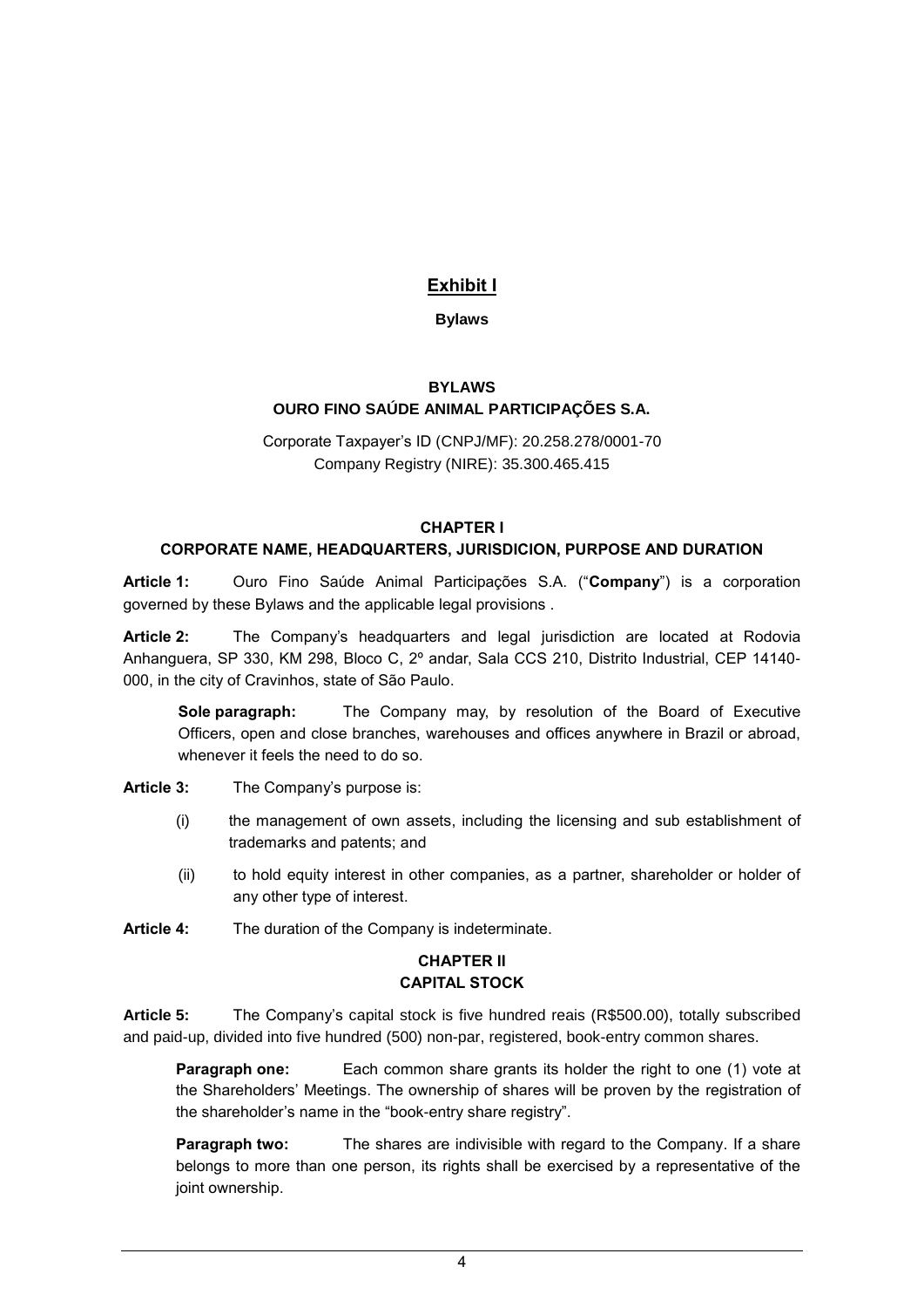# Exhibit I

**Bylaws**

## BYLAWS
## OURO FINO SAÚDE ANIMAL PARTICIPAÇÕES S.A.

Corporate Taxpayer's ID (CNPJ/MF): 20.258.278/0001-70
Company Registry (NIRE): 35.300.465.415

### CHAPTER I
### CORPORATE NAME, HEADQUARTERS, JURISDICION, PURPOSE AND DURATION

**Article 1:** Ouro Fino Saúde Animal Participações S.A. ("**Company**") is a corporation governed by these Bylaws and the applicable legal provisions .

**Article 2:** The Company's headquarters and legal jurisdiction are located at Rodovia Anhanguera, SP 330, KM 298, Bloco C, 2º andar, Sala CCS 210, Distrito Industrial, CEP 14140-000, in the city of Cravinhos, state of São Paulo.

> **Sole paragraph:** The Company may, by resolution of the Board of Executive Officers, open and close branches, warehouses and offices anywhere in Brazil or abroad, whenever it feels the need to do so.

**Article 3:** The Company's purpose is:

(i) the management of own assets, including the licensing and sub establishment of trademarks and patents; and

(ii) to hold equity interest in other companies, as a partner, shareholder or holder of any other type of interest.

**Article 4:** The duration of the Company is indeterminate.

### CHAPTER II
### CAPITAL STOCK

**Article 5:** The Company's capital stock is five hundred reais (R$500.00), totally subscribed and paid-up, divided into five hundred (500) non-par, registered, book-entry common shares.

> **Paragraph one:** Each common share grants its holder the right to one (1) vote at the Shareholders' Meetings. The ownership of shares will be proven by the registration of the shareholder's name in the "book-entry share registry".

> **Paragraph two:** The shares are indivisible with regard to the Company. If a share belongs to more than one person, its rights shall be exercised by a representative of the joint ownership.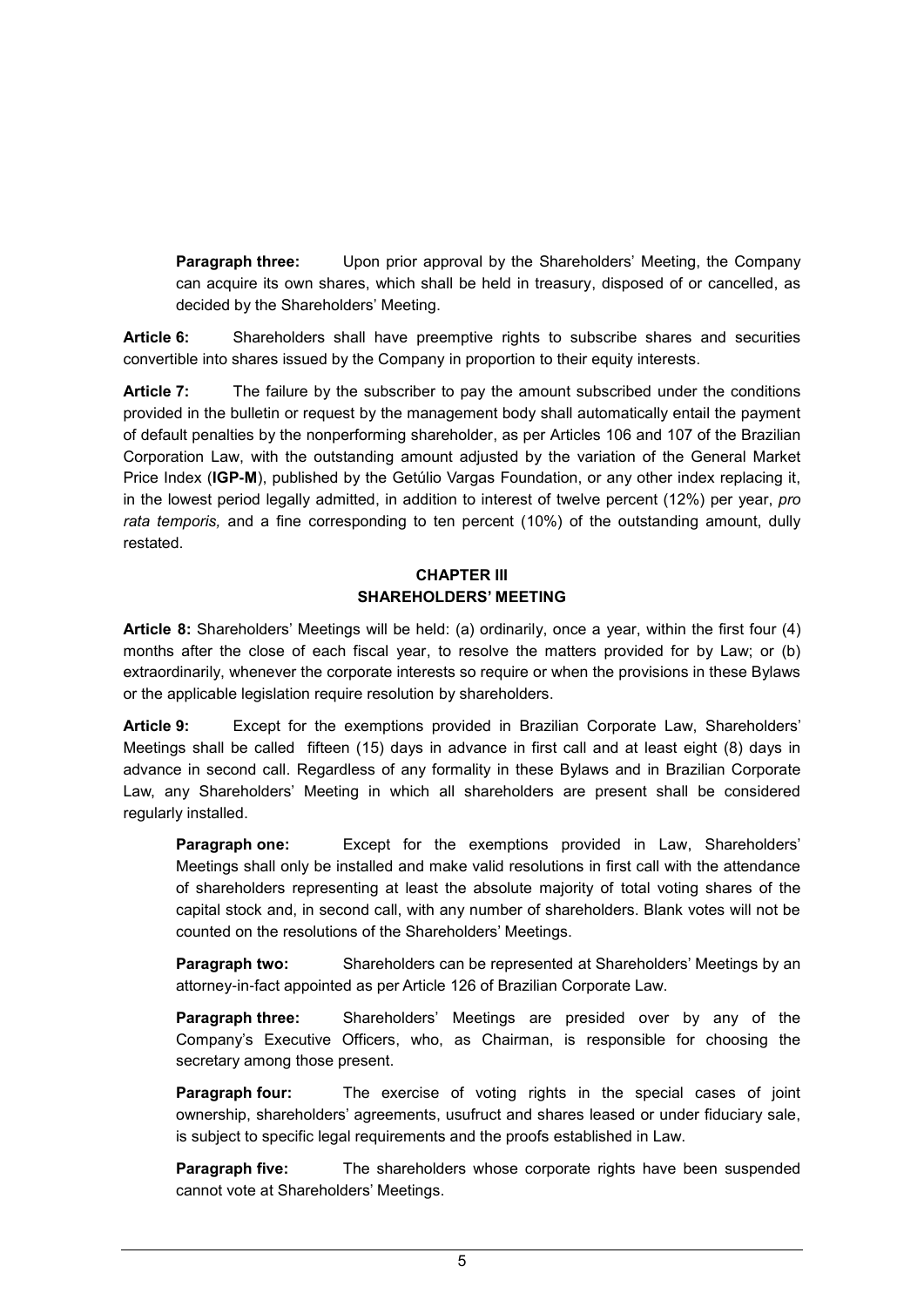**Paragraph three:** Upon prior approval by the Shareholders' Meeting, the Company can acquire its own shares, which shall be held in treasury, disposed of or cancelled, as decided by the Shareholders' Meeting.

**Article 6:** Shareholders shall have preemptive rights to subscribe shares and securities convertible into shares issued by the Company in proportion to their equity interests.

**Article 7:** The failure by the subscriber to pay the amount subscribed under the conditions provided in the bulletin or request by the management body shall automatically entail the payment of default penalties by the nonperforming shareholder, as per Articles 106 and 107 of the Brazilian Corporation Law, with the outstanding amount adjusted by the variation of the General Market Price Index (**IGP-M**), published by the Getúlio Vargas Foundation, or any other index replacing it, in the lowest period legally admitted, in addition to interest of twelve percent (12%) per year, *pro rata temporis,* and a fine corresponding to ten percent (10%) of the outstanding amount, dully restated.

## CHAPTER III
## SHAREHOLDERS' MEETING

**Article 8:** Shareholders' Meetings will be held: (a) ordinarily, once a year, within the first four (4) months after the close of each fiscal year, to resolve the matters provided for by Law; or (b) extraordinarily, whenever the corporate interests so require or when the provisions in these Bylaws or the applicable legislation require resolution by shareholders.

**Article 9:** Except for the exemptions provided in Brazilian Corporate Law, Shareholders' Meetings shall be called fifteen (15) days in advance in first call and at least eight (8) days in advance in second call. Regardless of any formality in these Bylaws and in Brazilian Corporate Law, any Shareholders' Meeting in which all shareholders are present shall be considered regularly installed.

**Paragraph one:** Except for the exemptions provided in Law, Shareholders' Meetings shall only be installed and make valid resolutions in first call with the attendance of shareholders representing at least the absolute majority of total voting shares of the capital stock and, in second call, with any number of shareholders. Blank votes will not be counted on the resolutions of the Shareholders' Meetings.

**Paragraph two:** Shareholders can be represented at Shareholders' Meetings by an attorney-in-fact appointed as per Article 126 of Brazilian Corporate Law.

**Paragraph three:** Shareholders' Meetings are presided over by any of the Company's Executive Officers, who, as Chairman, is responsible for choosing the secretary among those present.

**Paragraph four:** The exercise of voting rights in the special cases of joint ownership, shareholders' agreements, usufruct and shares leased or under fiduciary sale, is subject to specific legal requirements and the proofs established in Law.

**Paragraph five:** The shareholders whose corporate rights have been suspended cannot vote at Shareholders' Meetings.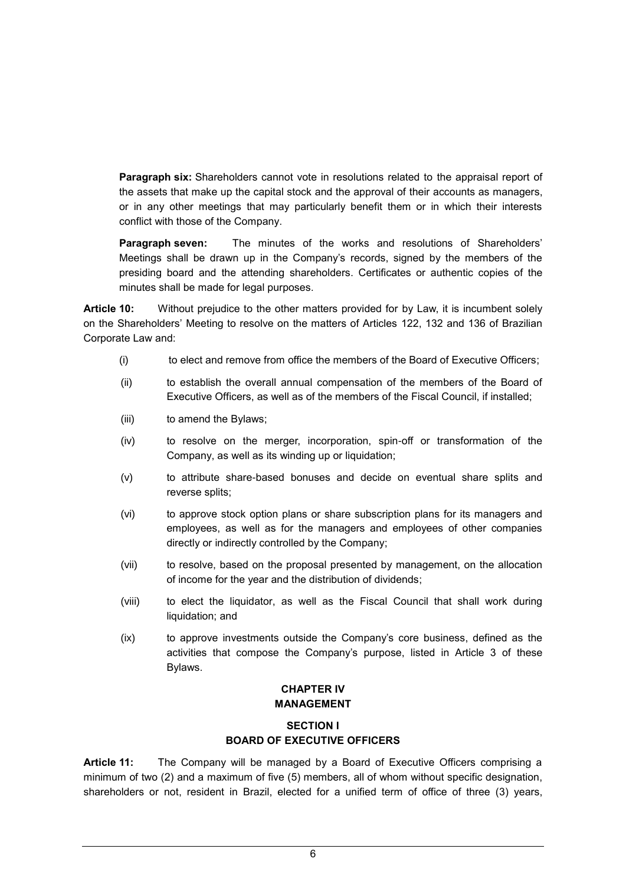**Paragraph six:** Shareholders cannot vote in resolutions related to the appraisal report of the assets that make up the capital stock and the approval of their accounts as managers, or in any other meetings that may particularly benefit them or in which their interests conflict with those of the Company.

**Paragraph seven:** The minutes of the works and resolutions of Shareholders' Meetings shall be drawn up in the Company's records, signed by the members of the presiding board and the attending shareholders. Certificates or authentic copies of the minutes shall be made for legal purposes.

**Article 10:** Without prejudice to the other matters provided for by Law, it is incumbent solely on the Shareholders' Meeting to resolve on the matters of Articles 122, 132 and 136 of Brazilian Corporate Law and:

(i) to elect and remove from office the members of the Board of Executive Officers;

(ii) to establish the overall annual compensation of the members of the Board of Executive Officers, as well as of the members of the Fiscal Council, if installed;

(iii) to amend the Bylaws;

(iv) to resolve on the merger, incorporation, spin-off or transformation of the Company, as well as its winding up or liquidation;

(v) to attribute share-based bonuses and decide on eventual share splits and reverse splits;

(vi) to approve stock option plans or share subscription plans for its managers and employees, as well as for the managers and employees of other companies directly or indirectly controlled by the Company;

(vii) to resolve, based on the proposal presented by management, on the allocation of income for the year and the distribution of dividends;

(viii) to elect the liquidator, as well as the Fiscal Council that shall work during liquidation; and

(ix) to approve investments outside the Company's core business, defined as the activities that compose the Company's purpose, listed in Article 3 of these Bylaws.

## CHAPTER IV
## MANAGEMENT

### SECTION I
### BOARD OF EXECUTIVE OFFICERS

**Article 11:** The Company will be managed by a Board of Executive Officers comprising a minimum of two (2) and a maximum of five (5) members, all of whom without specific designation, shareholders or not, resident in Brazil, elected for a unified term of office of three (3) years,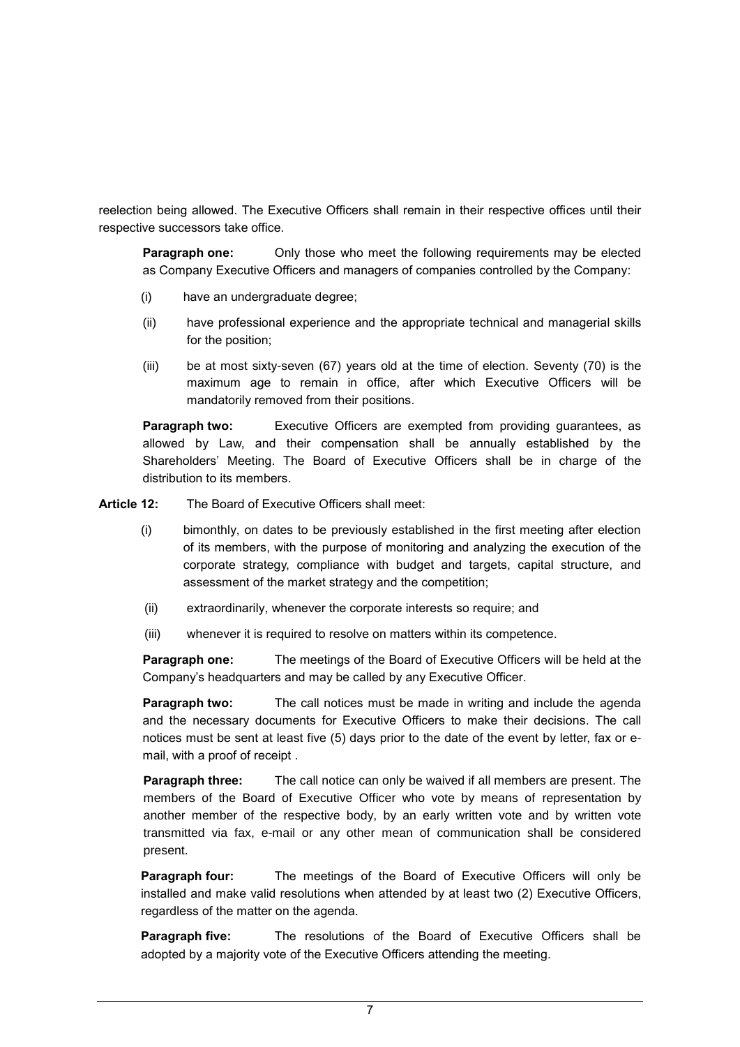reelection being allowed. The Executive Officers shall remain in their respective offices until their respective successors take office.

**Paragraph one:** Only those who meet the following requirements may be elected as Company Executive Officers and managers of companies controlled by the Company:

(i) have an undergraduate degree;

(ii) have professional experience and the appropriate technical and managerial skills for the position;

(iii) be at most sixty-seven (67) years old at the time of election. Seventy (70) is the maximum age to remain in office, after which Executive Officers will be mandatorily removed from their positions.

**Paragraph two:** Executive Officers are exempted from providing guarantees, as allowed by Law, and their compensation shall be annually established by the Shareholders' Meeting. The Board of Executive Officers shall be in charge of the distribution to its members.

**Article 12:** The Board of Executive Officers shall meet:

(i) bimonthly, on dates to be previously established in the first meeting after election of its members, with the purpose of monitoring and analyzing the execution of the corporate strategy, compliance with budget and targets, capital structure, and assessment of the market strategy and the competition;

(ii) extraordinarily, whenever the corporate interests so require; and

(iii) whenever it is required to resolve on matters within its competence.

**Paragraph one:** The meetings of the Board of Executive Officers will be held at the Company's headquarters and may be called by any Executive Officer.

**Paragraph two:** The call notices must be made in writing and include the agenda and the necessary documents for Executive Officers to make their decisions. The call notices must be sent at least five (5) days prior to the date of the event by letter, fax or e-mail, with a proof of receipt .

**Paragraph three:** The call notice can only be waived if all members are present. The members of the Board of Executive Officer who vote by means of representation by another member of the respective body, by an early written vote and by written vote transmitted via fax, e-mail or any other mean of communication shall be considered present.

**Paragraph four:** The meetings of the Board of Executive Officers will only be installed and make valid resolutions when attended by at least two (2) Executive Officers, regardless of the matter on the agenda.

**Paragraph five:** The resolutions of the Board of Executive Officers shall be adopted by a majority vote of the Executive Officers attending the meeting.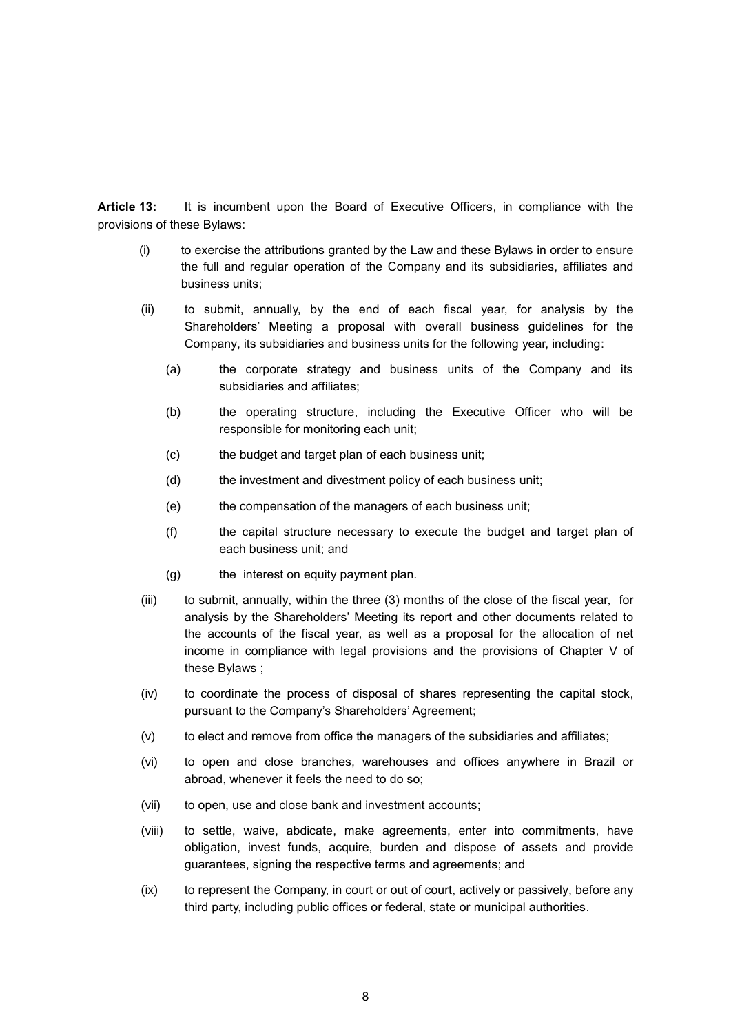**Article 13:** It is incumbent upon the Board of Executive Officers, in compliance with the provisions of these Bylaws:

(i) to exercise the attributions granted by the Law and these Bylaws in order to ensure the full and regular operation of the Company and its subsidiaries, affiliates and business units;

(ii) to submit, annually, by the end of each fiscal year, for analysis by the Shareholders' Meeting a proposal with overall business guidelines for the Company, its subsidiaries and business units for the following year, including:

   (a) the corporate strategy and business units of the Company and its subsidiaries and affiliates;

   (b) the operating structure, including the Executive Officer who will be responsible for monitoring each unit;

   (c) the budget and target plan of each business unit;

   (d) the investment and divestment policy of each business unit;

   (e) the compensation of the managers of each business unit;

   (f) the capital structure necessary to execute the budget and target plan of each business unit; and

   (g) the interest on equity payment plan.

(iii) to submit, annually, within the three (3) months of the close of the fiscal year, for analysis by the Shareholders' Meeting its report and other documents related to the accounts of the fiscal year, as well as a proposal for the allocation of net income in compliance with legal provisions and the provisions of Chapter V of these Bylaws ;

(iv) to coordinate the process of disposal of shares representing the capital stock, pursuant to the Company's Shareholders' Agreement;

(v) to elect and remove from office the managers of the subsidiaries and affiliates;

(vi) to open and close branches, warehouses and offices anywhere in Brazil or abroad, whenever it feels the need to do so;

(vii) to open, use and close bank and investment accounts;

(viii) to settle, waive, abdicate, make agreements, enter into commitments, have obligation, invest funds, acquire, burden and dispose of assets and provide guarantees, signing the respective terms and agreements; and

(ix) to represent the Company, in court or out of court, actively or passively, before any third party, including public offices or federal, state or municipal authorities.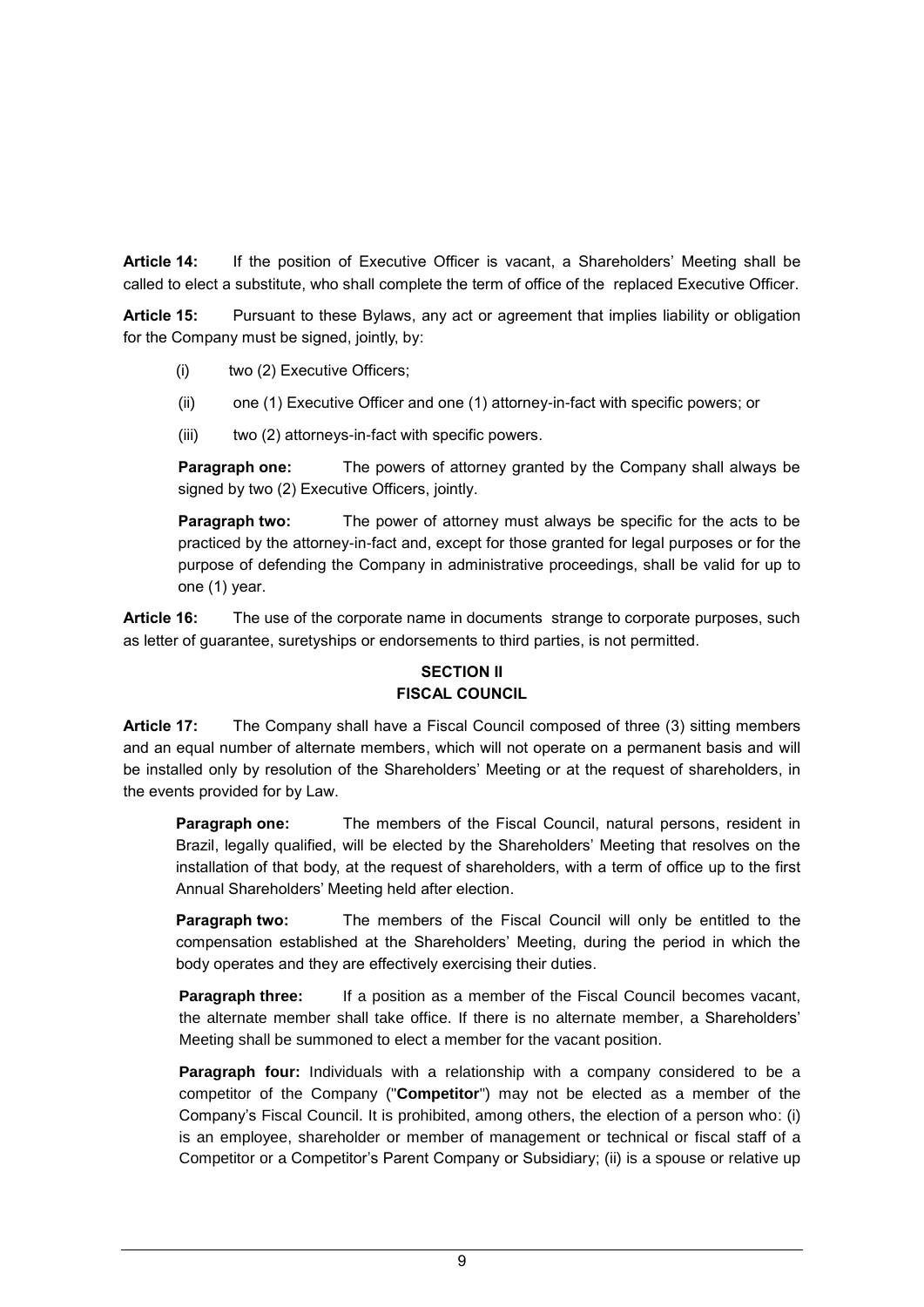**Article 14:** If the position of Executive Officer is vacant, a Shareholders' Meeting shall be called to elect a substitute, who shall complete the term of office of the replaced Executive Officer.

**Article 15:** Pursuant to these Bylaws, any act or agreement that implies liability or obligation for the Company must be signed, jointly, by:

(i) two (2) Executive Officers;

(ii) one (1) Executive Officer and one (1) attorney-in-fact with specific powers; or

(iii) two (2) attorneys-in-fact with specific powers.

**Paragraph one:** The powers of attorney granted by the Company shall always be signed by two (2) Executive Officers, jointly.

**Paragraph two:** The power of attorney must always be specific for the acts to be practiced by the attorney-in-fact and, except for those granted for legal purposes or for the purpose of defending the Company in administrative proceedings, shall be valid for up to one (1) year.

**Article 16:** The use of the corporate name in documents strange to corporate purposes, such as letter of guarantee, suretyships or endorsements to third parties, is not permitted.

## SECTION II
## FISCAL COUNCIL

**Article 17:** The Company shall have a Fiscal Council composed of three (3) sitting members and an equal number of alternate members, which will not operate on a permanent basis and will be installed only by resolution of the Shareholders' Meeting or at the request of shareholders, in the events provided for by Law.

**Paragraph one:** The members of the Fiscal Council, natural persons, resident in Brazil, legally qualified, will be elected by the Shareholders' Meeting that resolves on the installation of that body, at the request of shareholders, with a term of office up to the first Annual Shareholders' Meeting held after election.

**Paragraph two:** The members of the Fiscal Council will only be entitled to the compensation established at the Shareholders' Meeting, during the period in which the body operates and they are effectively exercising their duties.

**Paragraph three:** If a position as a member of the Fiscal Council becomes vacant, the alternate member shall take office. If there is no alternate member, a Shareholders' Meeting shall be summoned to elect a member for the vacant position.

**Paragraph four:** Individuals with a relationship with a company considered to be a competitor of the Company ("**Competitor**") may not be elected as a member of the Company's Fiscal Council. It is prohibited, among others, the election of a person who: (i) is an employee, shareholder or member of management or technical or fiscal staff of a Competitor or a Competitor's Parent Company or Subsidiary; (ii) is a spouse or relative up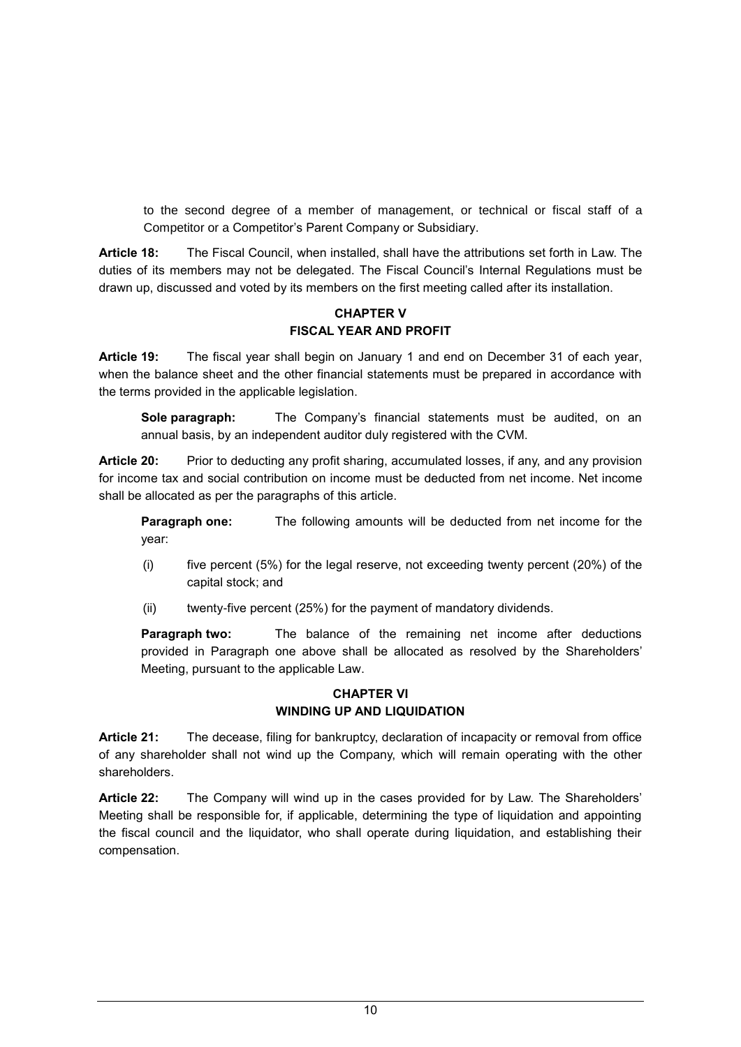to the second degree of a member of management, or technical or fiscal staff of a Competitor or a Competitor's Parent Company or Subsidiary.

**Article 18:** The Fiscal Council, when installed, shall have the attributions set forth in Law. The duties of its members may not be delegated. The Fiscal Council's Internal Regulations must be drawn up, discussed and voted by its members on the first meeting called after its installation.

## CHAPTER V
## FISCAL YEAR AND PROFIT

**Article 19:** The fiscal year shall begin on January 1 and end on December 31 of each year, when the balance sheet and the other financial statements must be prepared in accordance with the terms provided in the applicable legislation.

**Sole paragraph:** The Company's financial statements must be audited, on an annual basis, by an independent auditor duly registered with the CVM.

**Article 20:** Prior to deducting any profit sharing, accumulated losses, if any, and any provision for income tax and social contribution on income must be deducted from net income. Net income shall be allocated as per the paragraphs of this article.

**Paragraph one:** The following amounts will be deducted from net income for the year:

(i) five percent (5%) for the legal reserve, not exceeding twenty percent (20%) of the capital stock; and

(ii) twenty-five percent (25%) for the payment of mandatory dividends.

**Paragraph two:** The balance of the remaining net income after deductions provided in Paragraph one above shall be allocated as resolved by the Shareholders' Meeting, pursuant to the applicable Law.

## CHAPTER VI
## WINDING UP AND LIQUIDATION

**Article 21:** The decease, filing for bankruptcy, declaration of incapacity or removal from office of any shareholder shall not wind up the Company, which will remain operating with the other shareholders.

**Article 22:** The Company will wind up in the cases provided for by Law. The Shareholders' Meeting shall be responsible for, if applicable, determining the type of liquidation and appointing the fiscal council and the liquidator, who shall operate during liquidation, and establishing their compensation.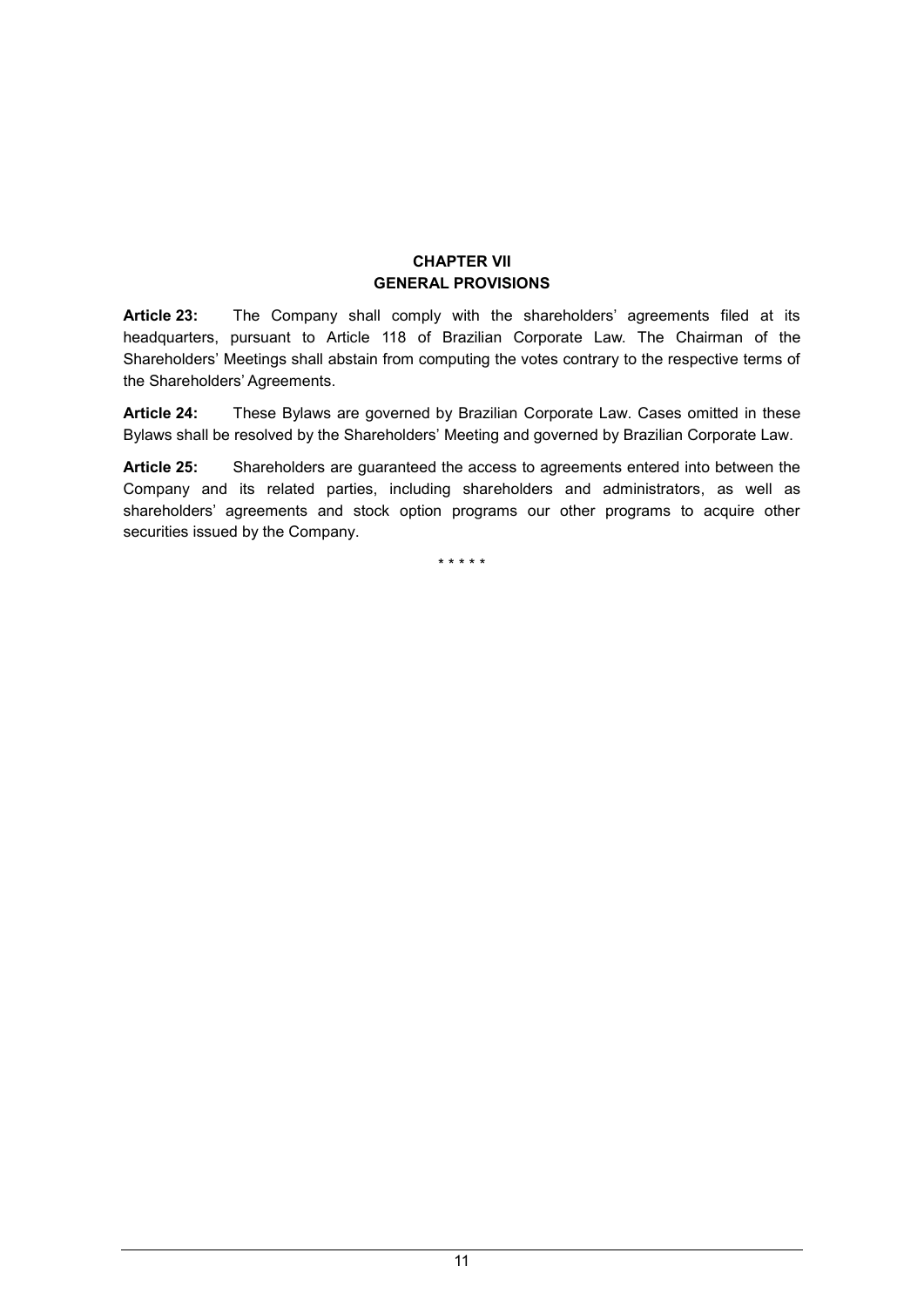## CHAPTER VII
## GENERAL PROVISIONS

**Article 23:** The Company shall comply with the shareholders' agreements filed at its headquarters, pursuant to Article 118 of Brazilian Corporate Law. The Chairman of the Shareholders' Meetings shall abstain from computing the votes contrary to the respective terms of the Shareholders' Agreements.

**Article 24:** These Bylaws are governed by Brazilian Corporate Law. Cases omitted in these Bylaws shall be resolved by the Shareholders' Meeting and governed by Brazilian Corporate Law.

**Article 25:** Shareholders are guaranteed the access to agreements entered into between the Company and its related parties, including shareholders and administrators, as well as shareholders' agreements and stock option programs our other programs to acquire other securities issued by the Company.

* * * * *